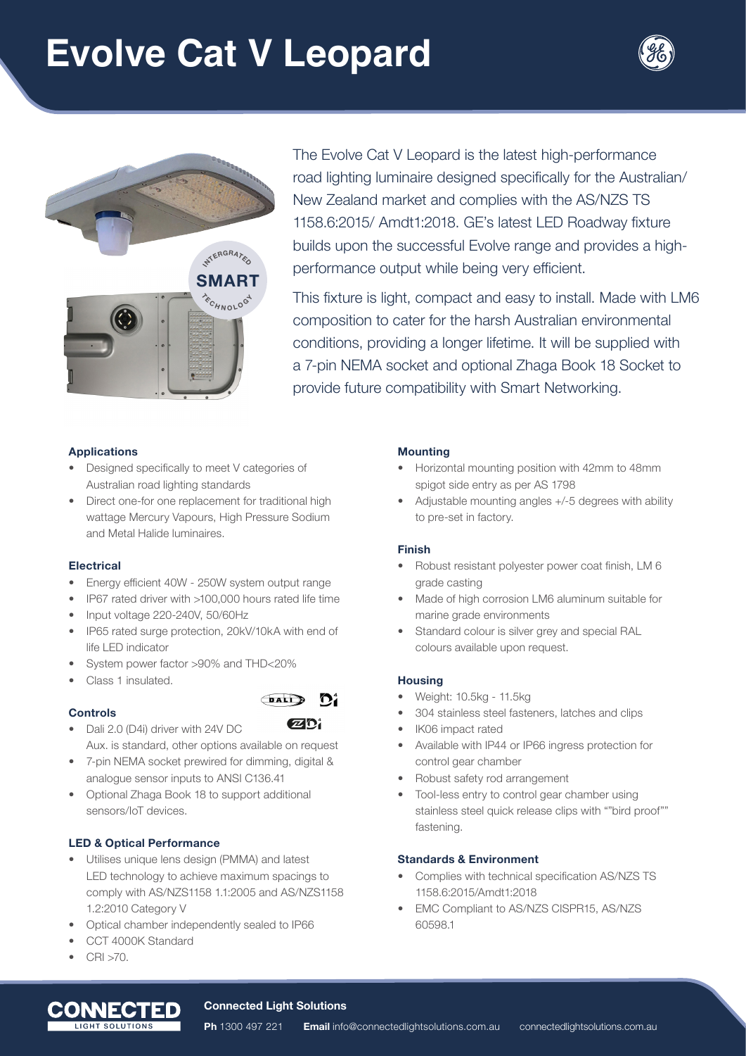# Evolve Cat V Leopard

The Evolve Cat V Leopard is the latest high-performance road lighting luminaire designed specifically for the Australian/ New Zealand market and complies with the AS/NZS TS 1158.6:2015/ Amdt1:2018. GE's latest LED Roadway fixture builds upon the successful Evolve range and provides a high-performance output while being very efficient.

This fixture is light, compact and easy to install. Made with LM6 composition to cater for the harsh Australian environmental conditions, providing a longer lifetime. It will be supplied with a 7-pin NEMA socket and optional Zhaga Book 18 Socket to provide future compatibility with Smart Networking.

### Applications

- Designed specifically to meet V categories of Australian road lighting standards
- Direct one-for one replacement for traditional high wattage Mercury Vapours, High Pressure Sodium and Metal Halide luminaires.

### Electrical

- Energy efficient 40W - 250W system output range
- IP67 rated driver with >100,000 hours rated life time
- Input voltage 220-240V, 50/60Hz
- IP65 rated surge protection, 20kV/10kA with end of life LED indicator
- System power factor >90% and THD<20%
- Class 1 insulated.

### Controls

- Dali 2.0 (D4i) driver with 24V DC Aux. is standard, other options available on request
- 7-pin NEMA socket prewired for dimming, digital & analogue sensor inputs to ANSI C136.41
- Optional Zhaga Book 18 to support additional sensors/IoT devices.

### LED & Optical Performance

- Utilises unique lens design (PMMA) and latest LED technology to achieve maximum spacings to comply with AS/NZS1158 1.1:2005 and AS/NZS1158 1.2:2010 Category V
- Optical chamber independently sealed to IP66
- CCT 4000K Standard
- CRI >70.

### Mounting

- Horizontal mounting position with 42mm to 48mm spigot side entry as per AS 1798
- Adjustable mounting angles +/-5 degrees with ability to pre-set in factory.

### Finish

- Robust resistant polyester power coat finish, LM 6 grade casting
- Made of high corrosion LM6 aluminum suitable for marine grade environments
- Standard colour is silver grey and special RAL colours available upon request.

### Housing

- Weight: 10.5kg - 11.5kg
- 304 stainless steel fasteners, latches and clips
- IK06 impact rated
- Available with IP44 or IP66 ingress protection for control gear chamber
- Robust safety rod arrangement
- Tool-less entry to control gear chamber using stainless steel quick release clips with ""bird proof"" fastening.

### Standards & Environment

- Complies with technical specification AS/NZS TS 1158.6:2015/Amdt1:2018
- EMC Compliant to AS/NZS CISPR15, AS/NZS 60598.1

**Connected Light Solutions**

**Ph** 1300 497 221 **Email** info@connectedlightsolutions.com.au connectedlightsolutions.com.au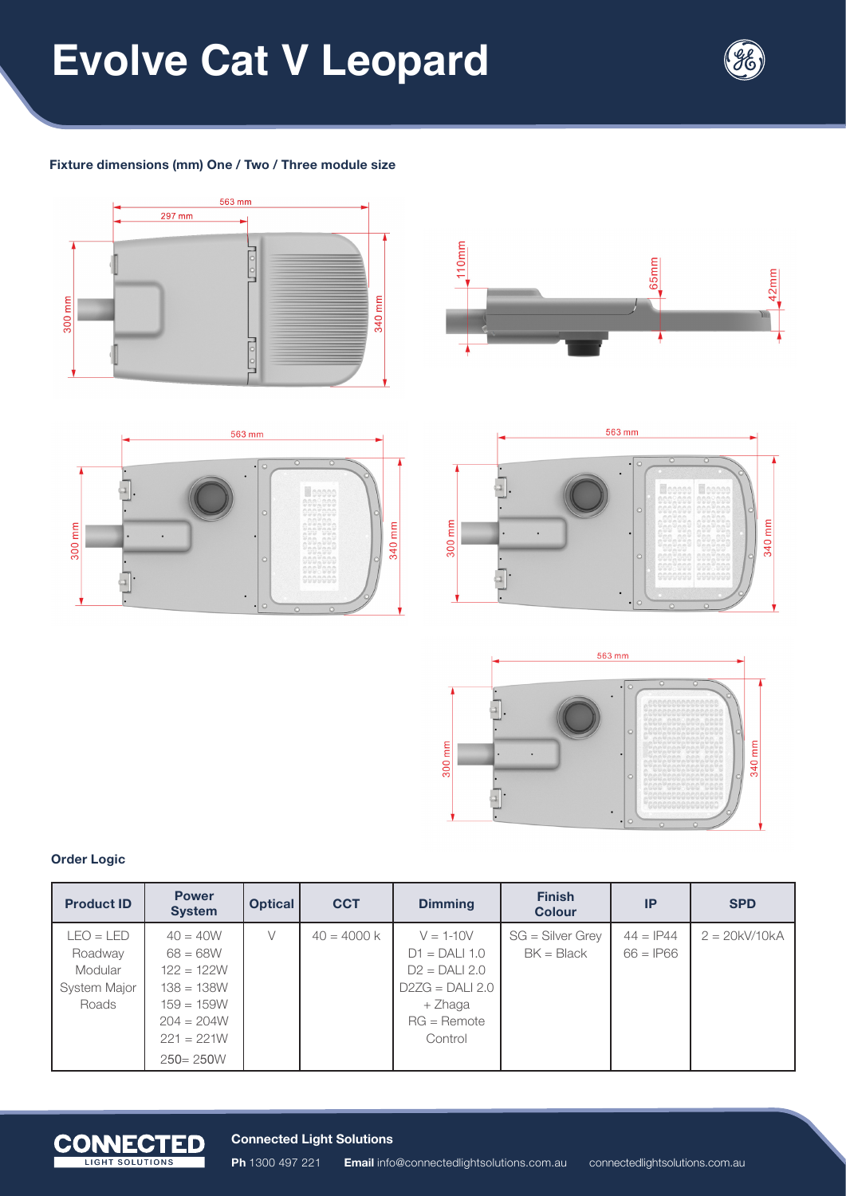# Evolve Cat V Leopard

**Fixture dimensions (mm) One / Two / Three module size**

563 mm
297 mm
300 mm
340 mm
110mm
65mm
42mm

563 mm
300 mm
340 mm

563 mm
300 mm
340 mm

563 mm
300 mm
340 mm

**Order Logic**

| Product ID | Power System | Optical | CCT | Dimming | Finish Colour | IP | SPD |
|---|---|---|---|---|---|---|---|
| LEO = LED Roadway Modular System Major Roads | 40 = 40W<br>68 = 68W<br>122 = 122W<br>138 = 138W<br>159 = 159W<br>204 = 204W<br>221 = 221W<br>250= 250W | V | 40 = 4000 k | V = 1-10V<br>D1 = DALI 1.0<br>D2 = DALI 2.0<br>D2ZG = DALI 2.0 + Zhaga<br>RG = Remote Control | SG = Silver Grey<br>BK = Black | 44 = IP44<br>66 = IP66 | 2 = 20kV/10kA |

**Connected Light Solutions**

**Ph** 1300 497 221 **Email** info@connectedlightsolutions.com.au connectedlightsolutions.com.au